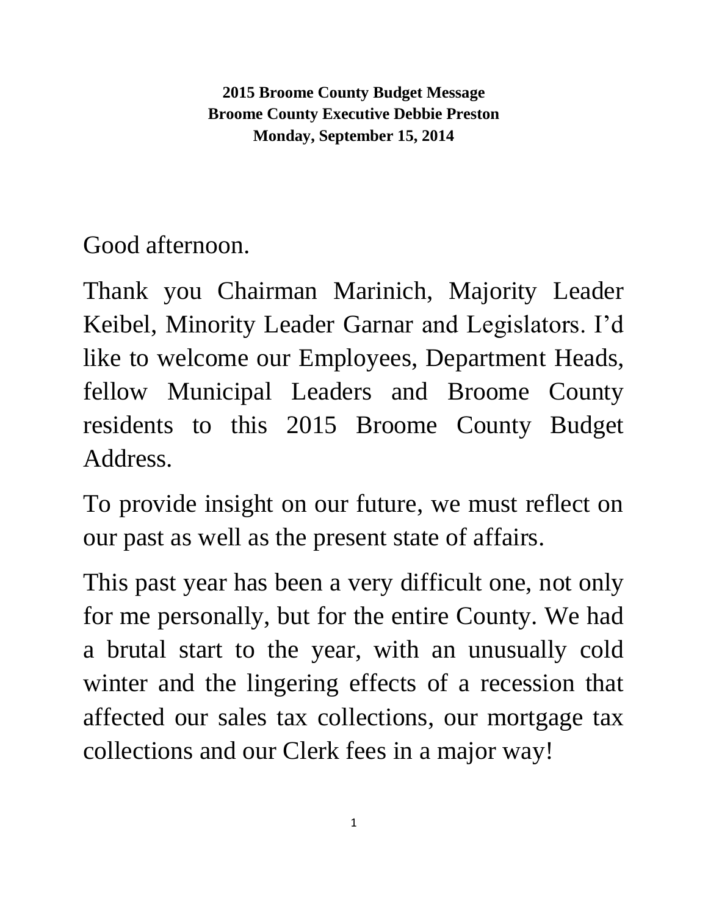**2015 Broome County Budget Message**
**Broome County Executive Debbie Preston**
**Monday, September 15, 2014**

Good afternoon.

Thank you Chairman Marinich, Majority Leader Keibel, Minority Leader Garnar and Legislators. I'd like to welcome our Employees, Department Heads, fellow Municipal Leaders and Broome County residents to this 2015 Broome County Budget Address.

To provide insight on our future, we must reflect on our past as well as the present state of affairs.

This past year has been a very difficult one, not only for me personally, but for the entire County. We had a brutal start to the year, with an unusually cold winter and the lingering effects of a recession that affected our sales tax collections, our mortgage tax collections and our Clerk fees in a major way!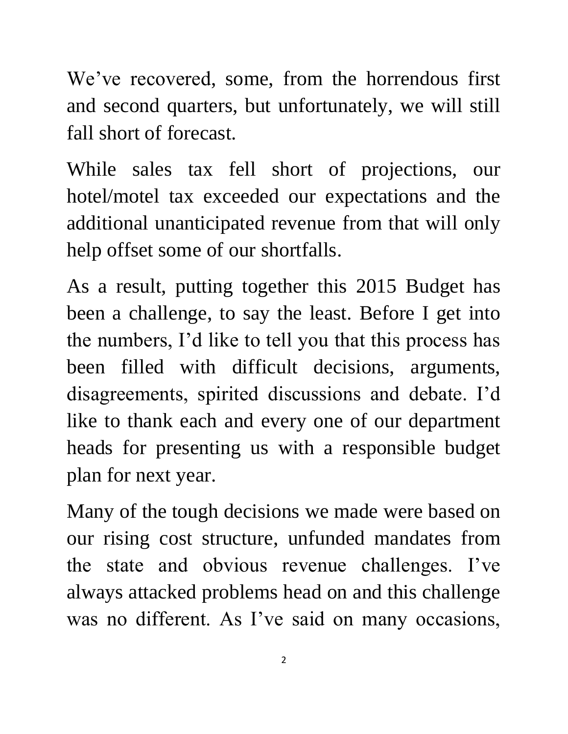We’ve recovered, some, from the horrendous first and second quarters, but unfortunately, we will still fall short of forecast.

While sales tax fell short of projections, our hotel/motel tax exceeded our expectations and the additional unanticipated revenue from that will only help offset some of our shortfalls.

As a result, putting together this 2015 Budget has been a challenge, to say the least. Before I get into the numbers, I’d like to tell you that this process has been filled with difficult decisions, arguments, disagreements, spirited discussions and debate. I’d like to thank each and every one of our department heads for presenting us with a responsible budget plan for next year.

Many of the tough decisions we made were based on our rising cost structure, unfunded mandates from the state and obvious revenue challenges. I’ve always attacked problems head on and this challenge was no different. As I’ve said on many occasions,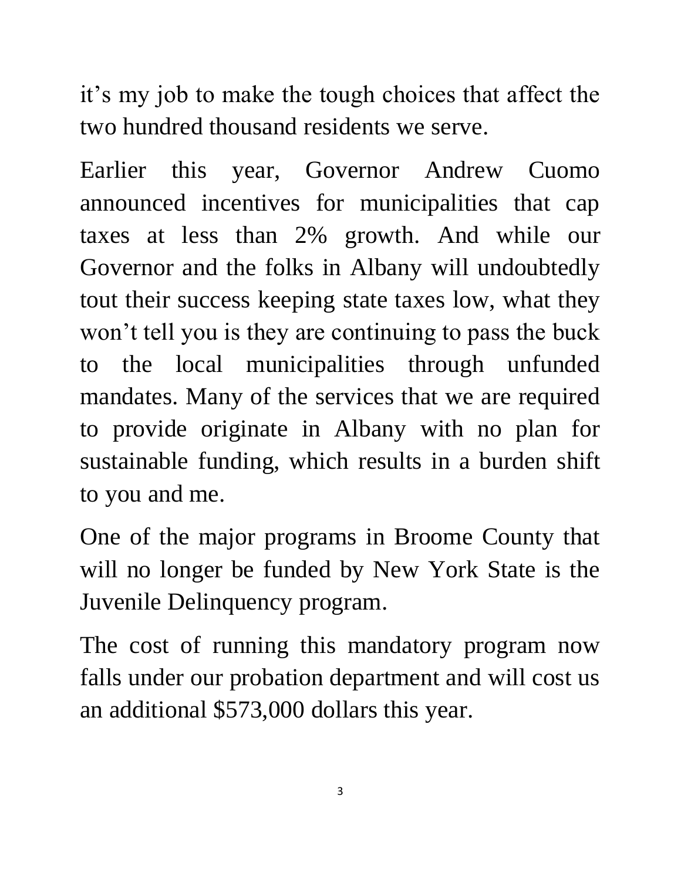it's my job to make the tough choices that affect the two hundred thousand residents we serve.

Earlier this year, Governor Andrew Cuomo announced incentives for municipalities that cap taxes at less than 2% growth. And while our Governor and the folks in Albany will undoubtedly tout their success keeping state taxes low, what they won't tell you is they are continuing to pass the buck to the local municipalities through unfunded mandates. Many of the services that we are required to provide originate in Albany with no plan for sustainable funding, which results in a burden shift to you and me.

One of the major programs in Broome County that will no longer be funded by New York State is the Juvenile Delinquency program.

The cost of running this mandatory program now falls under our probation department and will cost us an additional $573,000 dollars this year.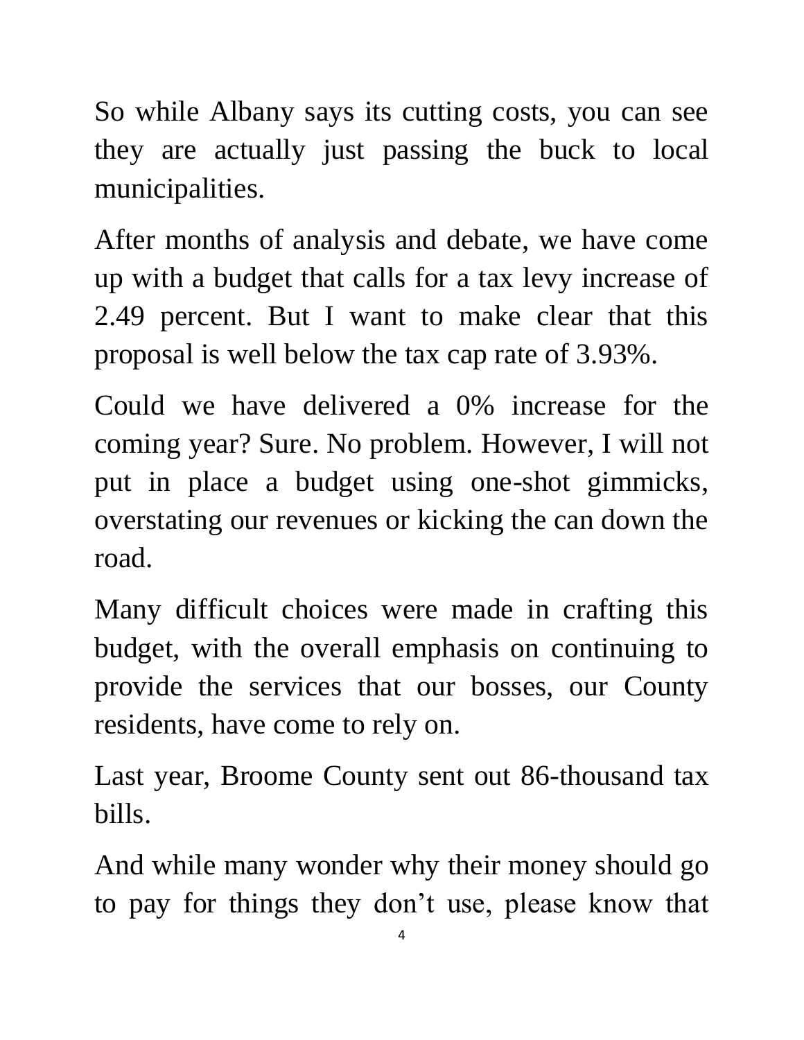So while Albany says its cutting costs, you can see they are actually just passing the buck to local municipalities.

After months of analysis and debate, we have come up with a budget that calls for a tax levy increase of 2.49 percent. But I want to make clear that this proposal is well below the tax cap rate of 3.93%.

Could we have delivered a 0% increase for the coming year? Sure. No problem. However, I will not put in place a budget using one-shot gimmicks, overstating our revenues or kicking the can down the road.

Many difficult choices were made in crafting this budget, with the overall emphasis on continuing to provide the services that our bosses, our County residents, have come to rely on.

Last year, Broome County sent out 86-thousand tax bills.

And while many wonder why their money should go to pay for things they don't use, please know that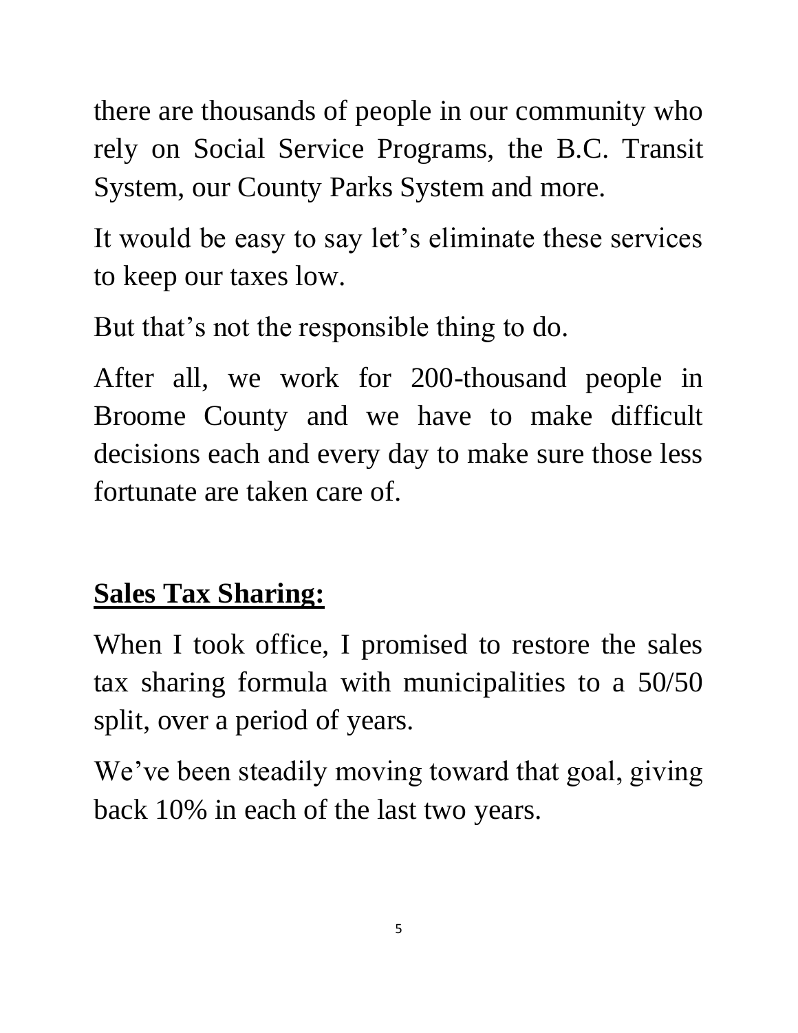there are thousands of people in our community who rely on Social Service Programs, the B.C. Transit System, our County Parks System and more.

It would be easy to say let's eliminate these services to keep our taxes low.

But that's not the responsible thing to do.

After all, we work for 200-thousand people in Broome County and we have to make difficult decisions each and every day to make sure those less fortunate are taken care of.

## **Sales Tax Sharing:**

When I took office, I promised to restore the sales tax sharing formula with municipalities to a 50/50 split, over a period of years.

We've been steadily moving toward that goal, giving back 10% in each of the last two years.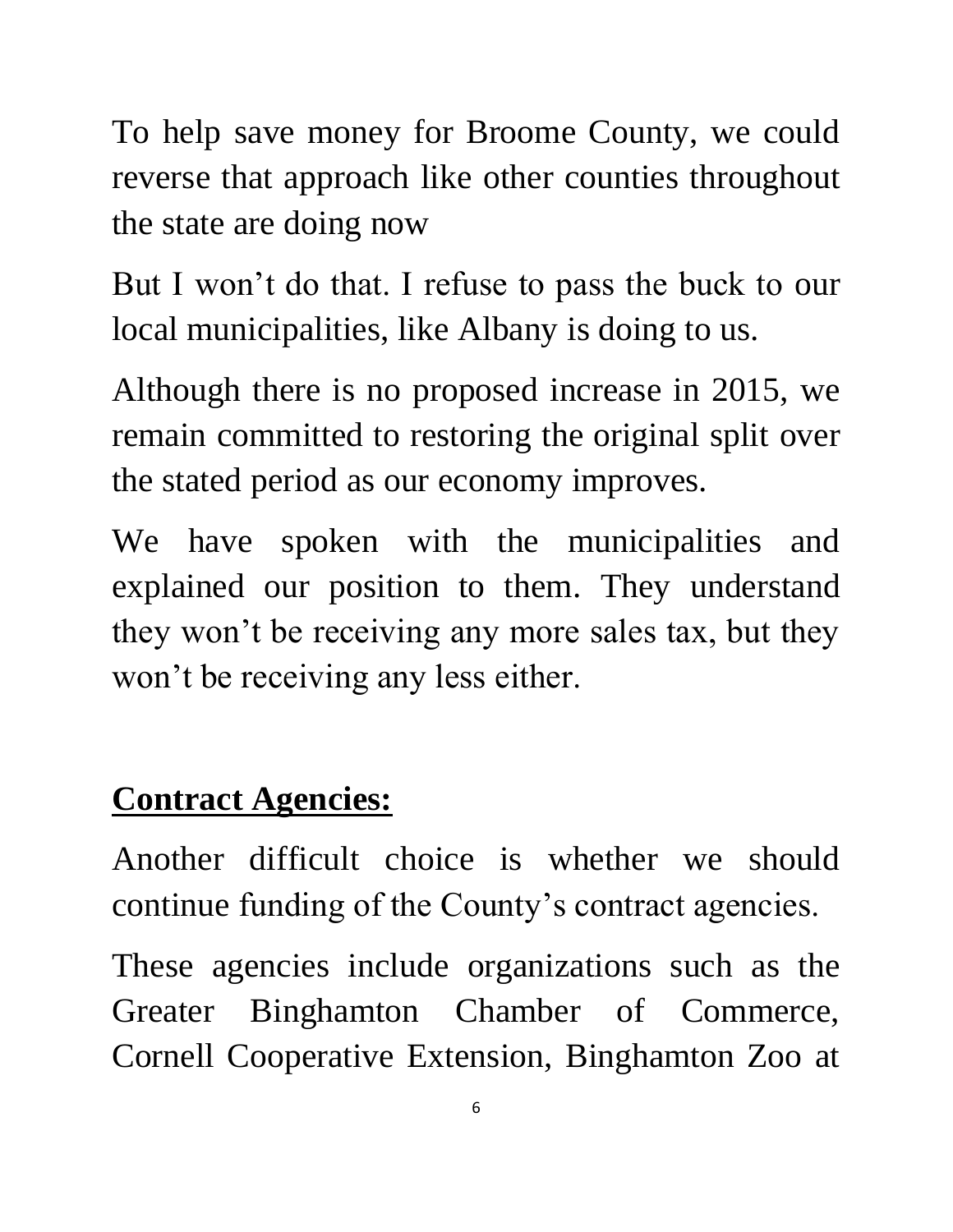To help save money for Broome County, we could reverse that approach like other counties throughout the state are doing now

But I won't do that. I refuse to pass the buck to our local municipalities, like Albany is doing to us.

Although there is no proposed increase in 2015, we remain committed to restoring the original split over the stated period as our economy improves.

We have spoken with the municipalities and explained our position to them. They understand they won't be receiving any more sales tax, but they won't be receiving any less either.

## Contract Agencies:

Another difficult choice is whether we should continue funding of the County's contract agencies.

These agencies include organizations such as the Greater Binghamton Chamber of Commerce, Cornell Cooperative Extension, Binghamton Zoo at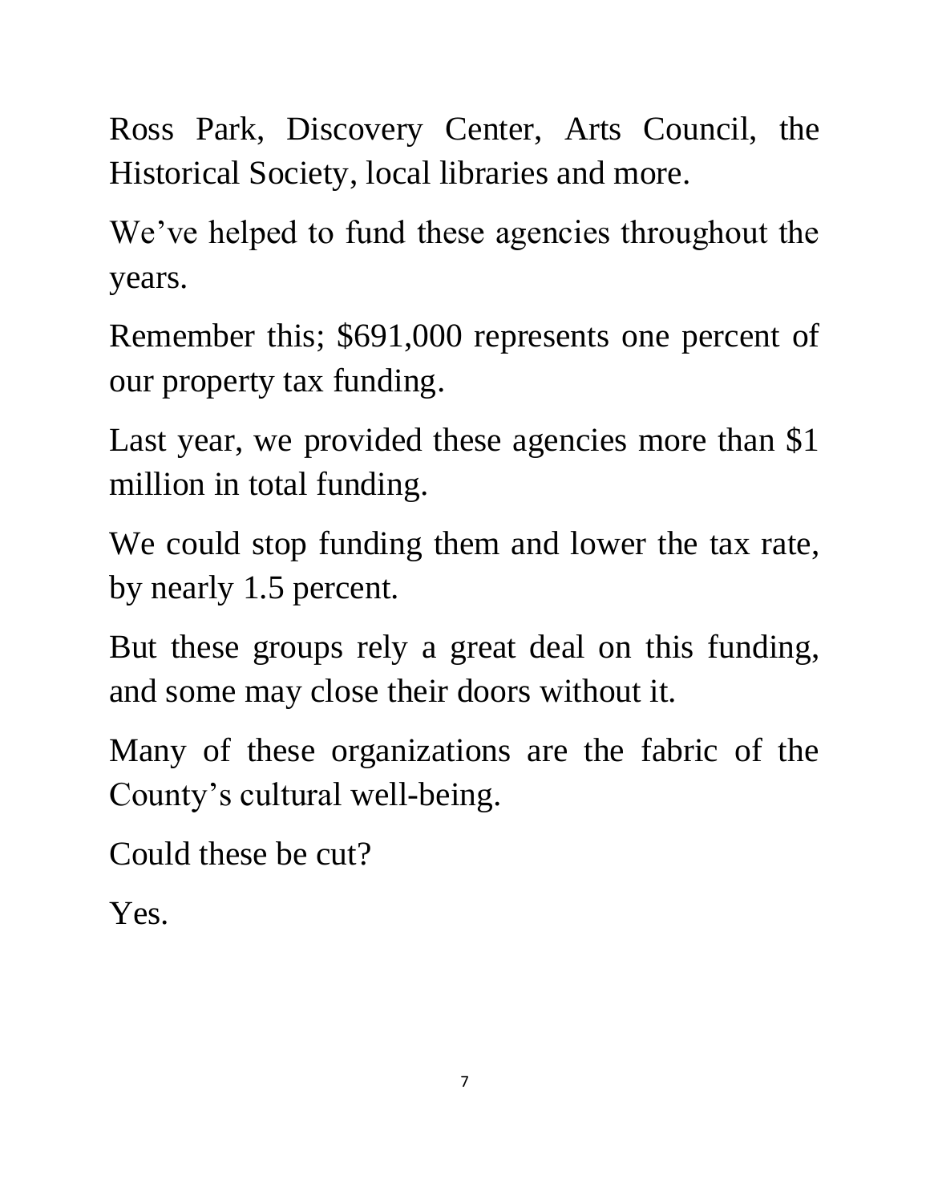Ross Park, Discovery Center, Arts Council, the Historical Society, local libraries and more.

We've helped to fund these agencies throughout the years.

Remember this; $691,000 represents one percent of our property tax funding.

Last year, we provided these agencies more than $1 million in total funding.

We could stop funding them and lower the tax rate, by nearly 1.5 percent.

But these groups rely a great deal on this funding, and some may close their doors without it.

Many of these organizations are the fabric of the County's cultural well-being.

Could these be cut?

Yes.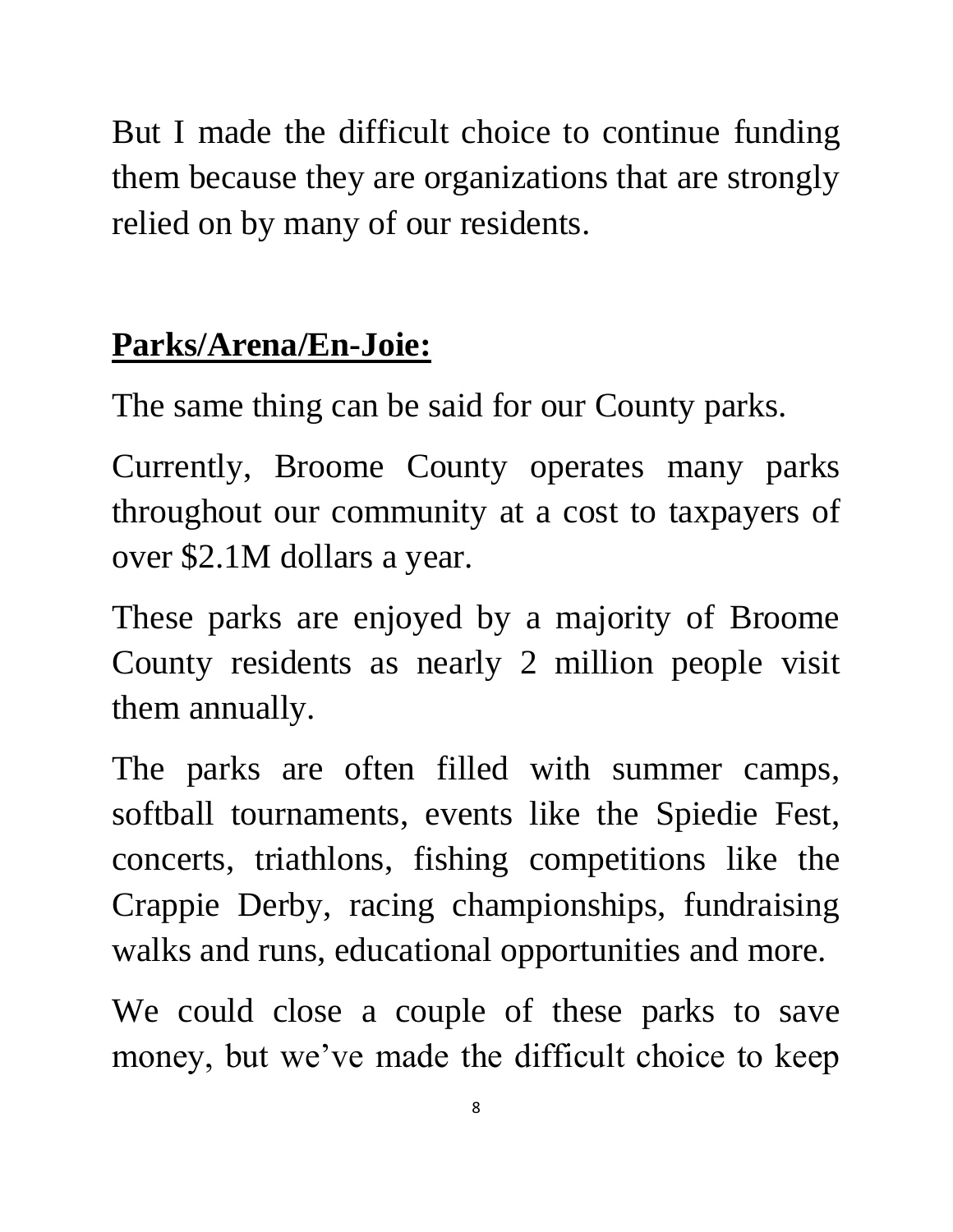But I made the difficult choice to continue funding them because they are organizations that are strongly relied on by many of our residents.

**<u>Parks/Arena/En-Joie:</u>**

The same thing can be said for our County parks.

Currently, Broome County operates many parks throughout our community at a cost to taxpayers of over $2.1M dollars a year.

These parks are enjoyed by a majority of Broome County residents as nearly 2 million people visit them annually.

The parks are often filled with summer camps, softball tournaments, events like the Spiedie Fest, concerts, triathlons, fishing competitions like the Crappie Derby, racing championships, fundraising walks and runs, educational opportunities and more.

We could close a couple of these parks to save money, but we've made the difficult choice to keep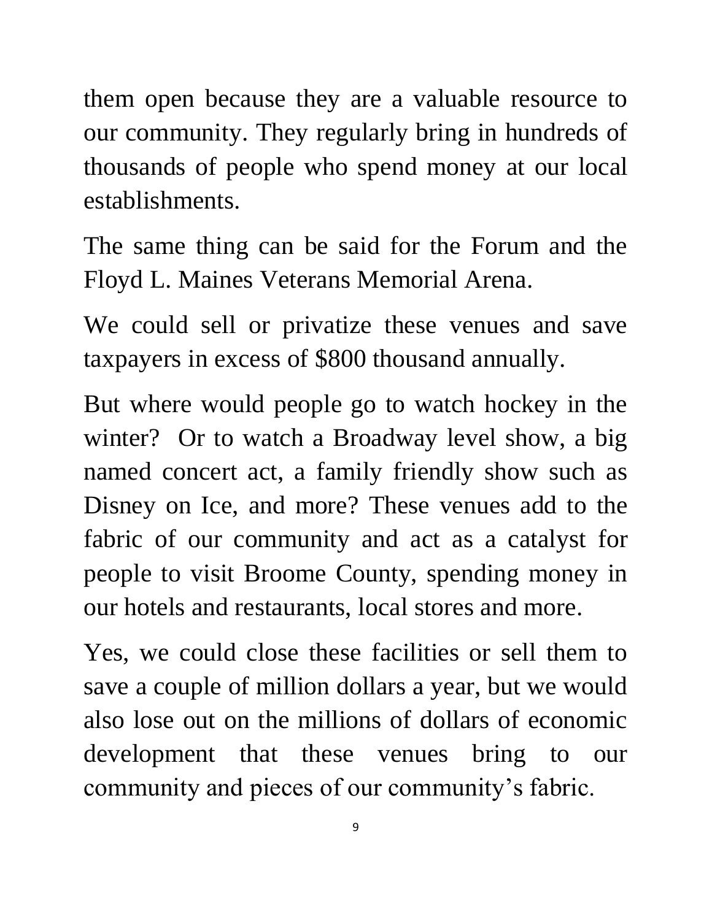them open because they are a valuable resource to our community. They regularly bring in hundreds of thousands of people who spend money at our local establishments.

The same thing can be said for the Forum and the Floyd L. Maines Veterans Memorial Arena.

We could sell or privatize these venues and save taxpayers in excess of $800 thousand annually.

But where would people go to watch hockey in the winter? Or to watch a Broadway level show, a big named concert act, a family friendly show such as Disney on Ice, and more? These venues add to the fabric of our community and act as a catalyst for people to visit Broome County, spending money in our hotels and restaurants, local stores and more.

Yes, we could close these facilities or sell them to save a couple of million dollars a year, but we would also lose out on the millions of dollars of economic development that these venues bring to our community and pieces of our community's fabric.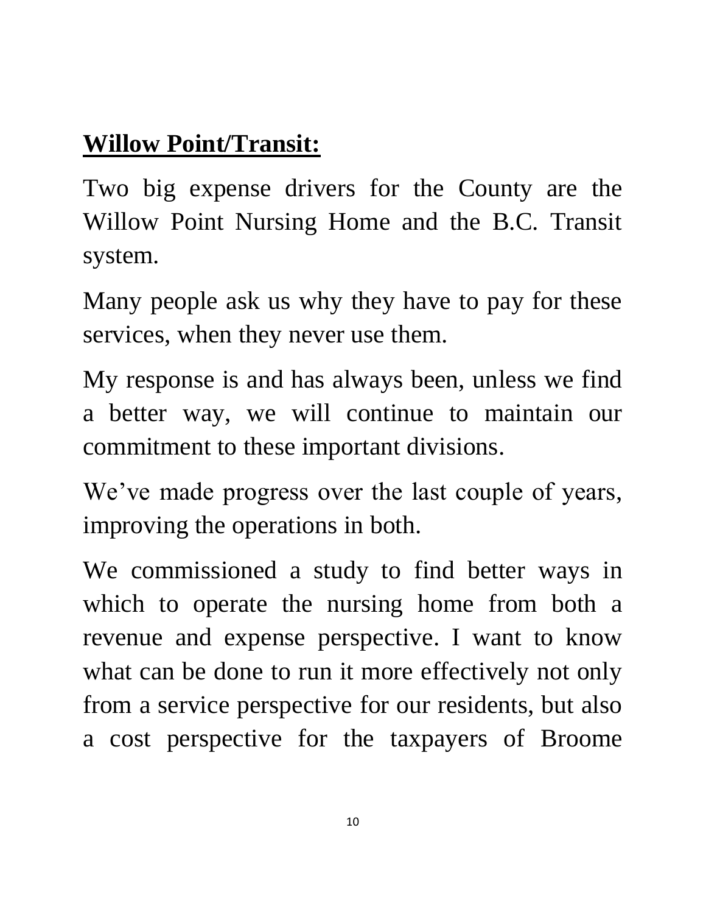**Willow Point/Transit:**

Two big expense drivers for the County are the Willow Point Nursing Home and the B.C. Transit system.

Many people ask us why they have to pay for these services, when they never use them.

My response is and has always been, unless we find a better way, we will continue to maintain our commitment to these important divisions.

We've made progress over the last couple of years, improving the operations in both.

We commissioned a study to find better ways in which to operate the nursing home from both a revenue and expense perspective. I want to know what can be done to run it more effectively not only from a service perspective for our residents, but also a cost perspective for the taxpayers of Broome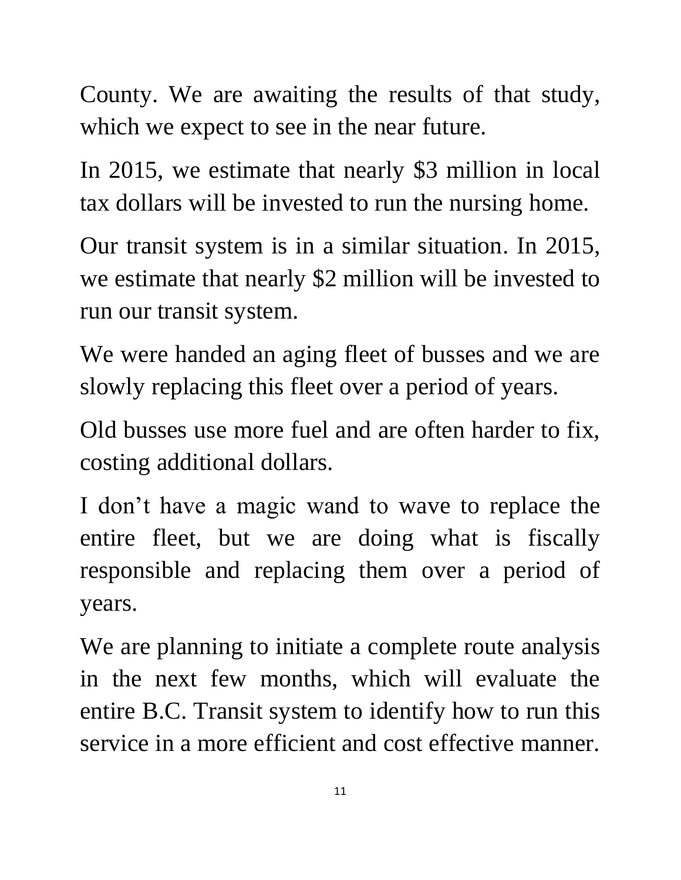County. We are awaiting the results of that study, which we expect to see in the near future.

In 2015, we estimate that nearly $3 million in local tax dollars will be invested to run the nursing home.

Our transit system is in a similar situation. In 2015, we estimate that nearly $2 million will be invested to run our transit system.

We were handed an aging fleet of busses and we are slowly replacing this fleet over a period of years.

Old busses use more fuel and are often harder to fix, costing additional dollars.

I don't have a magic wand to wave to replace the entire fleet, but we are doing what is fiscally responsible and replacing them over a period of years.

We are planning to initiate a complete route analysis in the next few months, which will evaluate the entire B.C. Transit system to identify how to run this service in a more efficient and cost effective manner.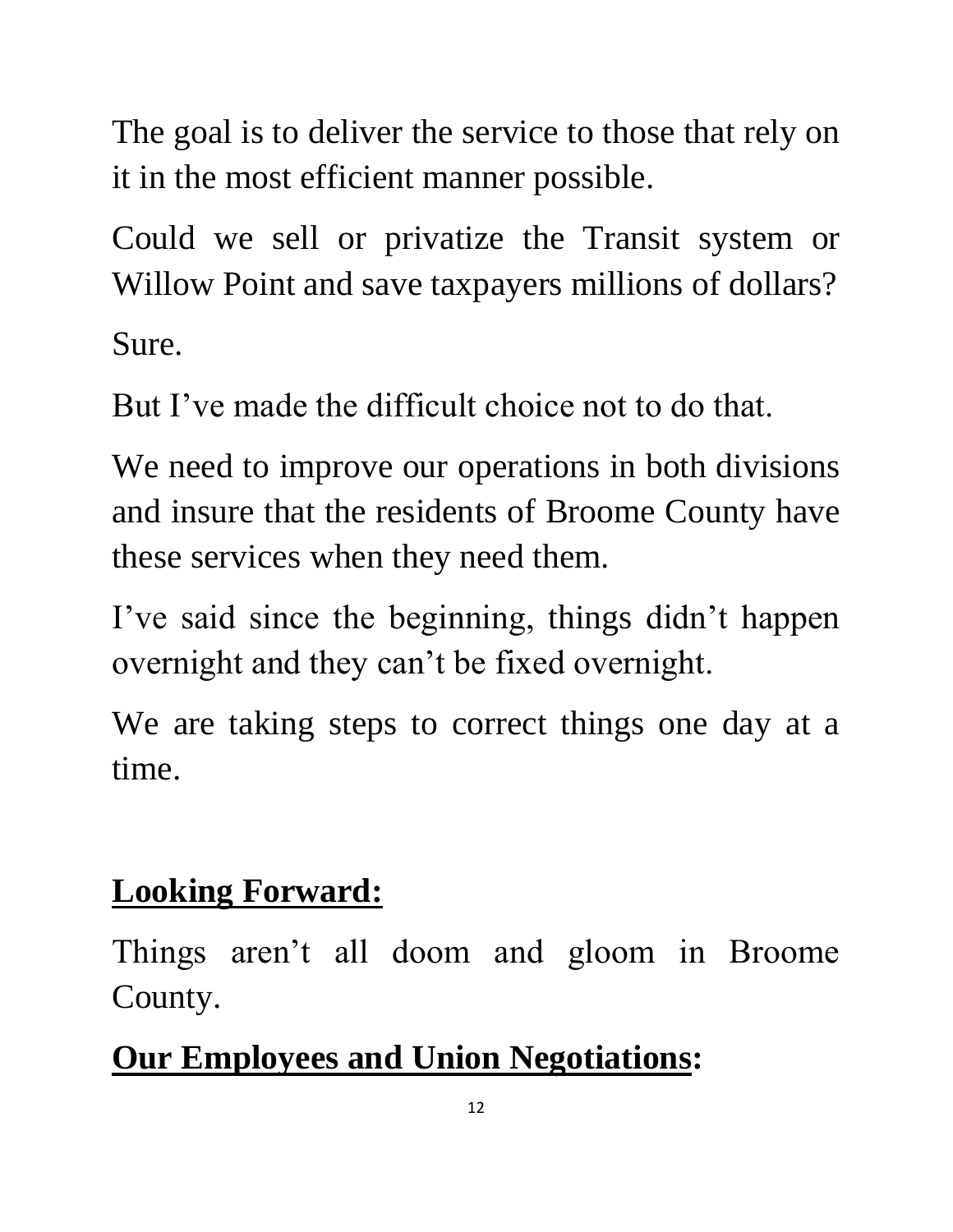The goal is to deliver the service to those that rely on it in the most efficient manner possible.

Could we sell or privatize the Transit system or Willow Point and save taxpayers millions of dollars?

Sure.

But I've made the difficult choice not to do that.

We need to improve our operations in both divisions and insure that the residents of Broome County have these services when they need them.

I've said since the beginning, things didn't happen overnight and they can't be fixed overnight.

We are taking steps to correct things one day at a time.

## Looking Forward:

Things aren't all doom and gloom in Broome County.

## Our Employees and Union Negotiations: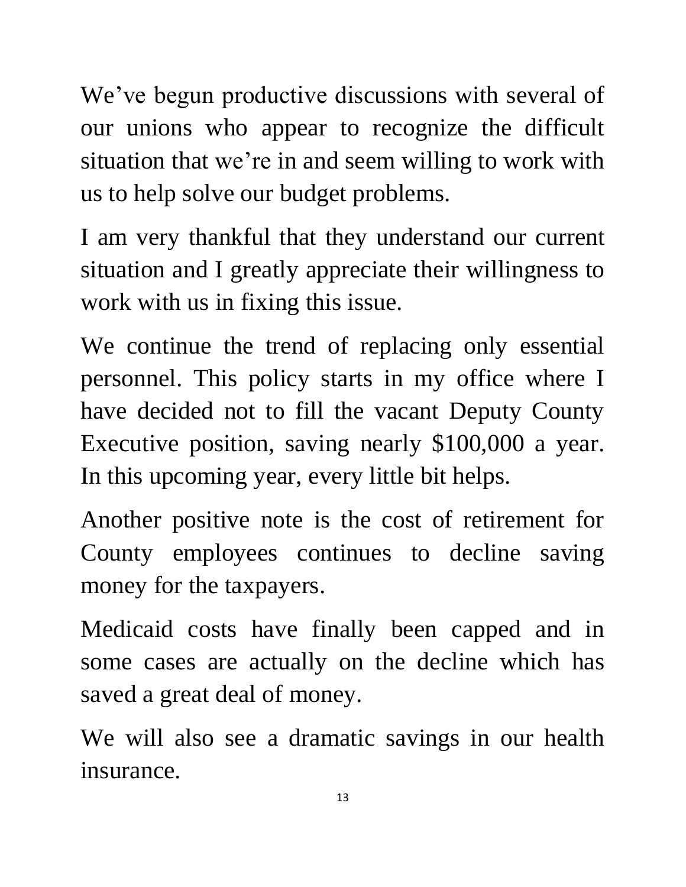We've begun productive discussions with several of our unions who appear to recognize the difficult situation that we're in and seem willing to work with us to help solve our budget problems.

I am very thankful that they understand our current situation and I greatly appreciate their willingness to work with us in fixing this issue.

We continue the trend of replacing only essential personnel. This policy starts in my office where I have decided not to fill the vacant Deputy County Executive position, saving nearly $100,000 a year. In this upcoming year, every little bit helps.

Another positive note is the cost of retirement for County employees continues to decline saving money for the taxpayers.

Medicaid costs have finally been capped and in some cases are actually on the decline which has saved a great deal of money.

We will also see a dramatic savings in our health insurance.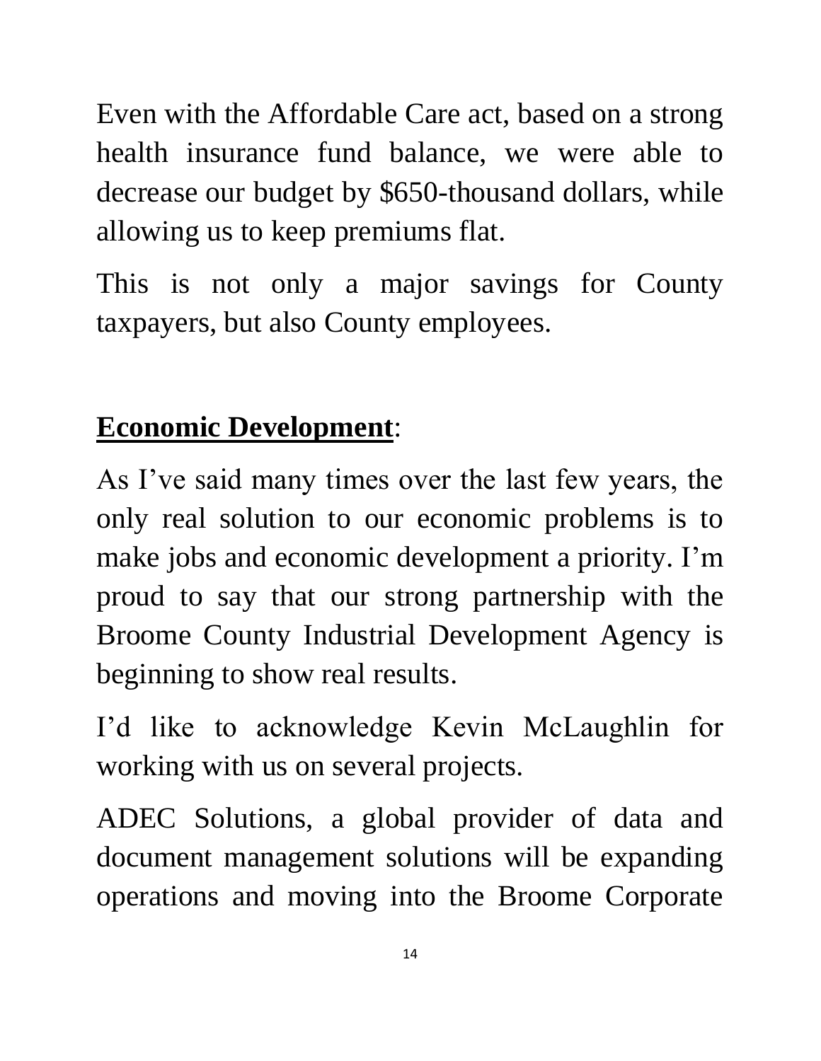Even with the Affordable Care act, based on a strong health insurance fund balance, we were able to decrease our budget by $650-thousand dollars, while allowing us to keep premiums flat.

This is not only a major savings for County taxpayers, but also County employees.

## **Economic Development**:

As I've said many times over the last few years, the only real solution to our economic problems is to make jobs and economic development a priority. I'm proud to say that our strong partnership with the Broome County Industrial Development Agency is beginning to show real results.

I'd like to acknowledge Kevin McLaughlin for working with us on several projects.

ADEC Solutions, a global provider of data and document management solutions will be expanding operations and moving into the Broome Corporate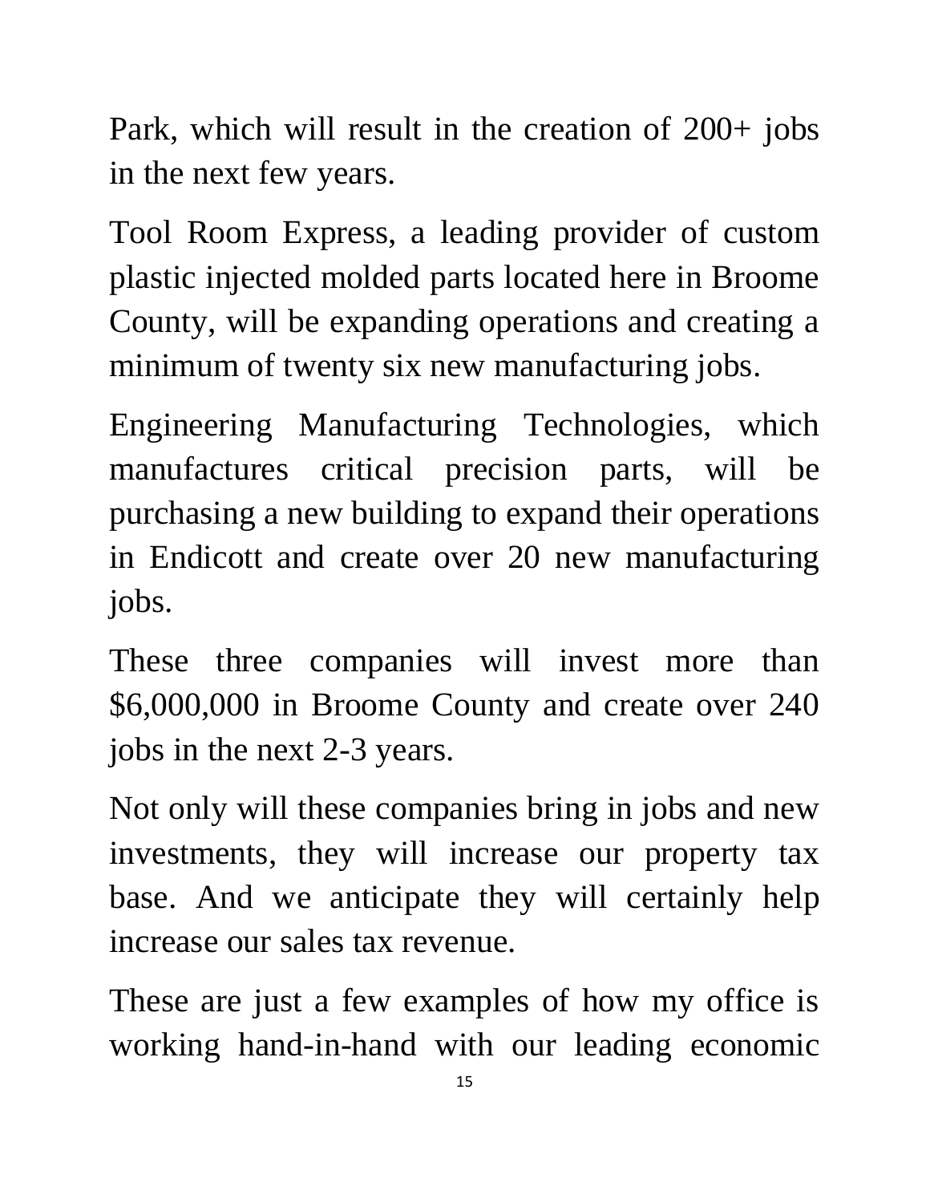Park, which will result in the creation of 200+ jobs in the next few years.

Tool Room Express, a leading provider of custom plastic injected molded parts located here in Broome County, will be expanding operations and creating a minimum of twenty six new manufacturing jobs.

Engineering Manufacturing Technologies, which manufactures critical precision parts, will be purchasing a new building to expand their operations in Endicott and create over 20 new manufacturing jobs.

These three companies will invest more than $6,000,000 in Broome County and create over 240 jobs in the next 2-3 years.

Not only will these companies bring in jobs and new investments, they will increase our property tax base. And we anticipate they will certainly help increase our sales tax revenue.

These are just a few examples of how my office is working hand-in-hand with our leading economic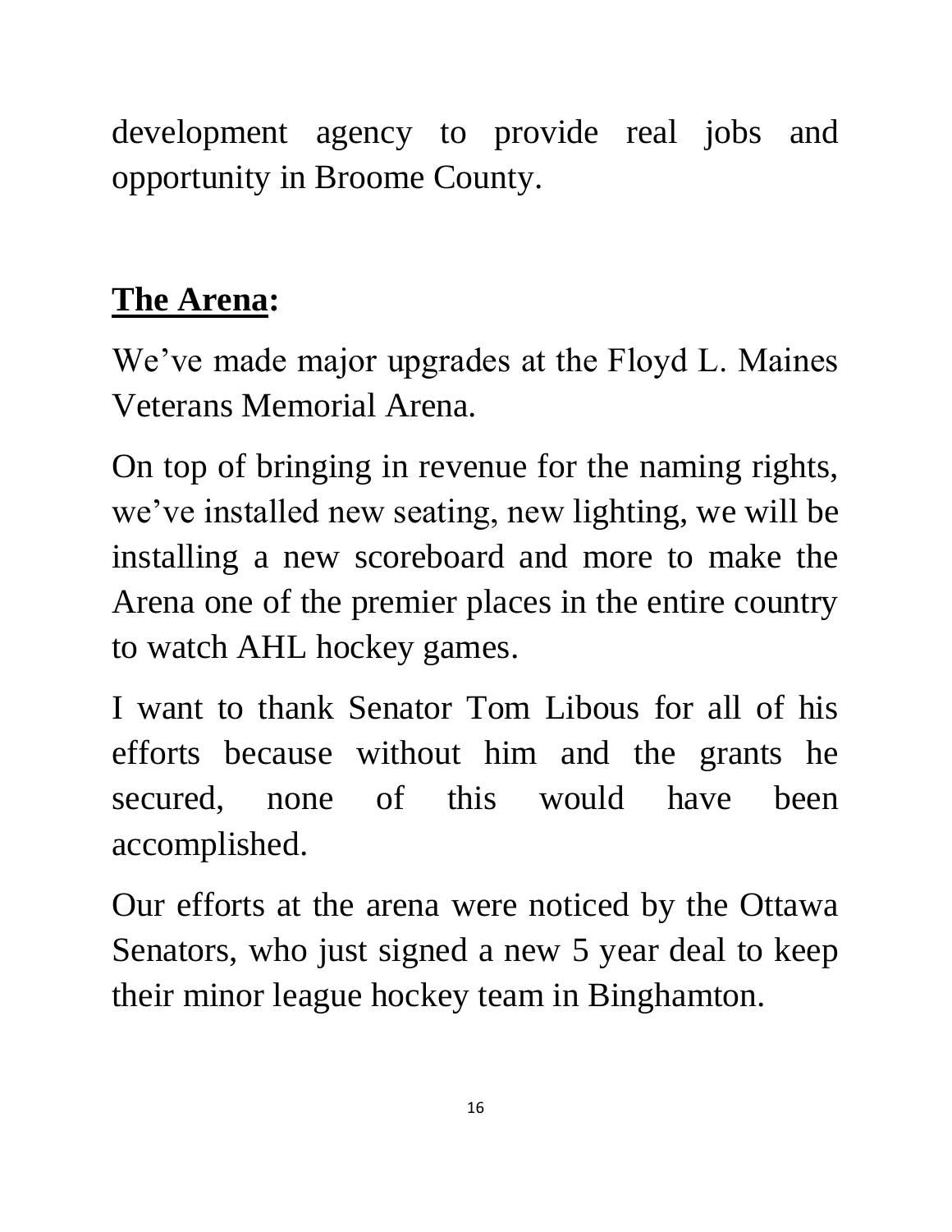development agency to provide real jobs and opportunity in Broome County.

**The Arena:**

We've made major upgrades at the Floyd L. Maines Veterans Memorial Arena.

On top of bringing in revenue for the naming rights, we've installed new seating, new lighting, we will be installing a new scoreboard and more to make the Arena one of the premier places in the entire country to watch AHL hockey games.

I want to thank Senator Tom Libous for all of his efforts because without him and the grants he secured, none of this would have been accomplished.

Our efforts at the arena were noticed by the Ottawa Senators, who just signed a new 5 year deal to keep their minor league hockey team in Binghamton.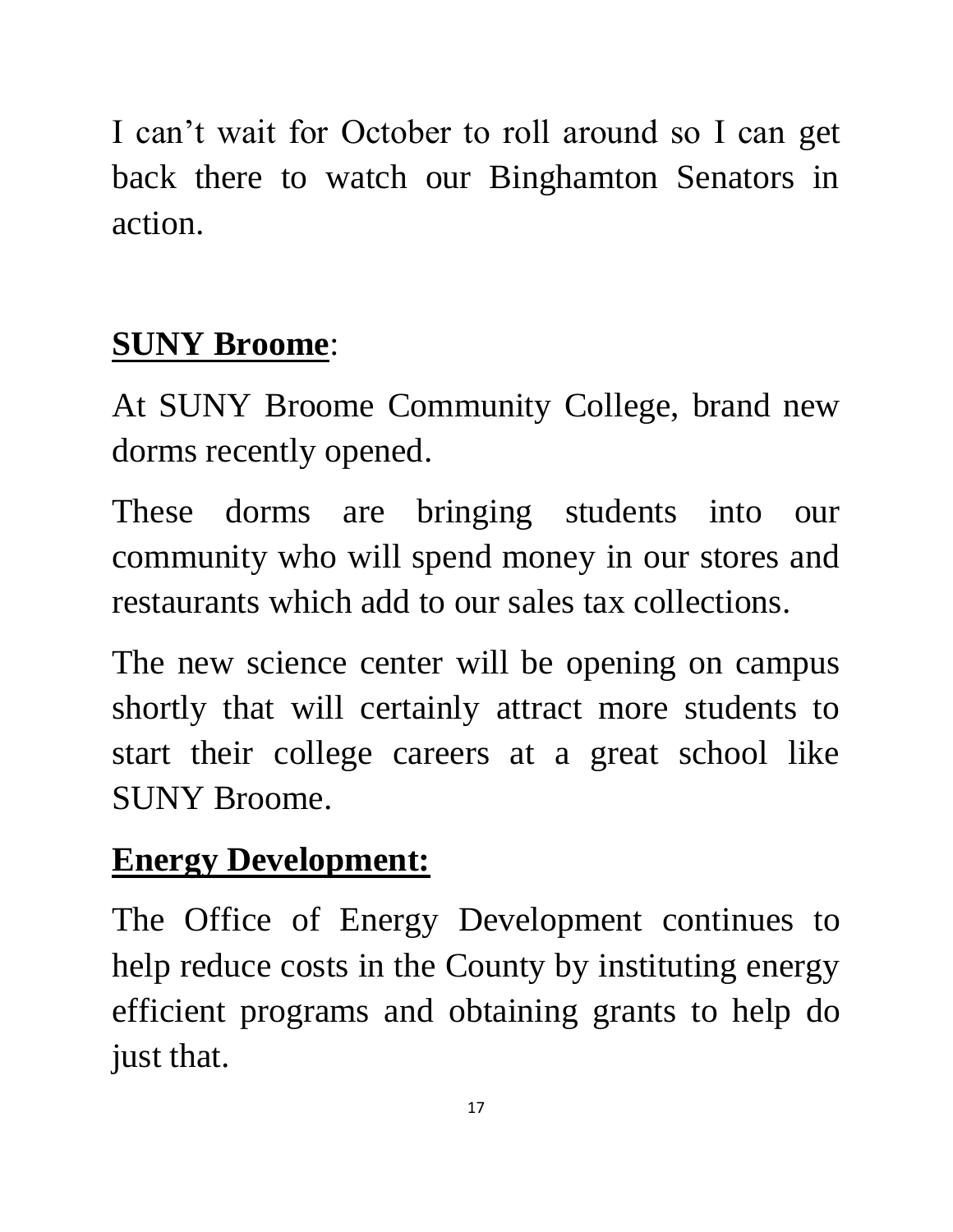I can’t wait for October to roll around so I can get back there to watch our Binghamton Senators in action.

## **SUNY Broome**:

At SUNY Broome Community College, brand new dorms recently opened.

These dorms are bringing students into our community who will spend money in our stores and restaurants which add to our sales tax collections.

The new science center will be opening on campus shortly that will certainly attract more students to start their college careers at a great school like SUNY Broome.

## **Energy Development:**

The Office of Energy Development continues to help reduce costs in the County by instituting energy efficient programs and obtaining grants to help do just that.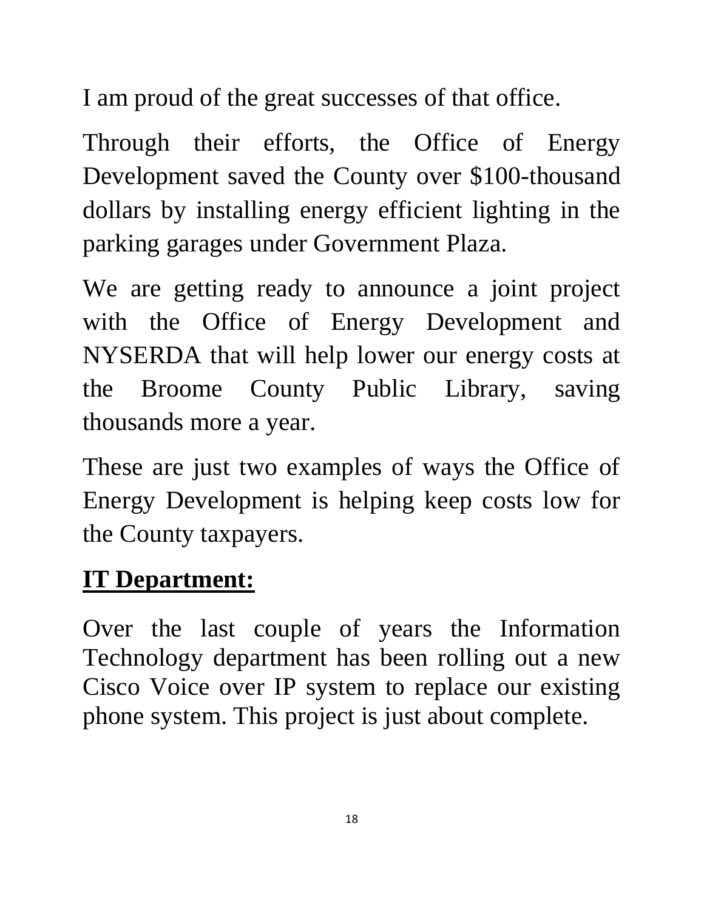I am proud of the great successes of that office.

Through their efforts, the Office of Energy Development saved the County over $100-thousand dollars by installing energy efficient lighting in the parking garages under Government Plaza.

We are getting ready to announce a joint project with the Office of Energy Development and NYSERDA that will help lower our energy costs at the Broome County Public Library, saving thousands more a year.

These are just two examples of ways the Office of Energy Development is helping keep costs low for the County taxpayers.

## **IT Department:**

Over the last couple of years the Information Technology department has been rolling out a new Cisco Voice over IP system to replace our existing phone system. This project is just about complete.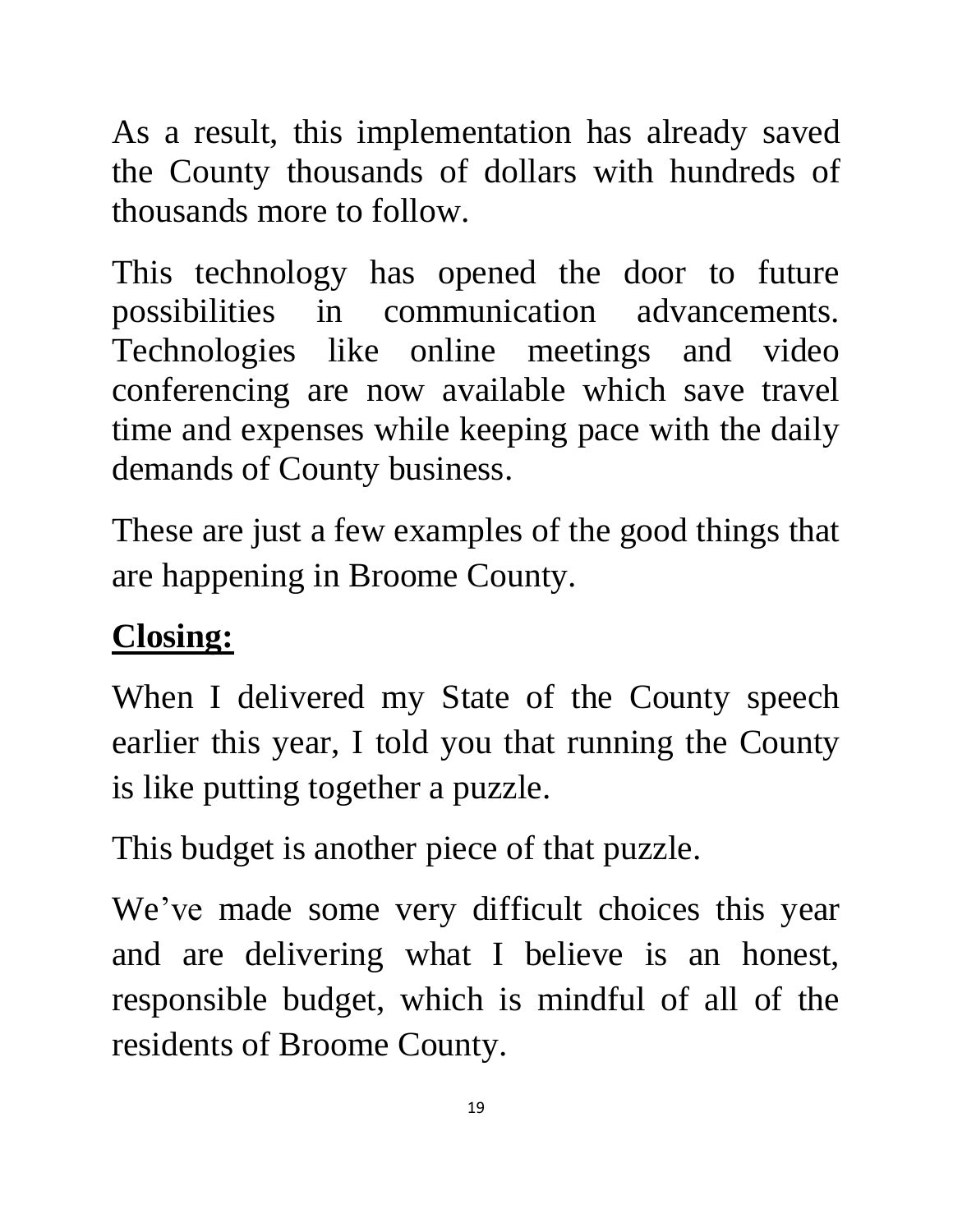As a result, this implementation has already saved the County thousands of dollars with hundreds of thousands more to follow.

This technology has opened the door to future possibilities in communication advancements. Technologies like online meetings and video conferencing are now available which save travel time and expenses while keeping pace with the daily demands of County business.

These are just a few examples of the good things that are happening in Broome County.

## Closing:

When I delivered my State of the County speech earlier this year, I told you that running the County is like putting together a puzzle.

This budget is another piece of that puzzle.

We've made some very difficult choices this year and are delivering what I believe is an honest, responsible budget, which is mindful of all of the residents of Broome County.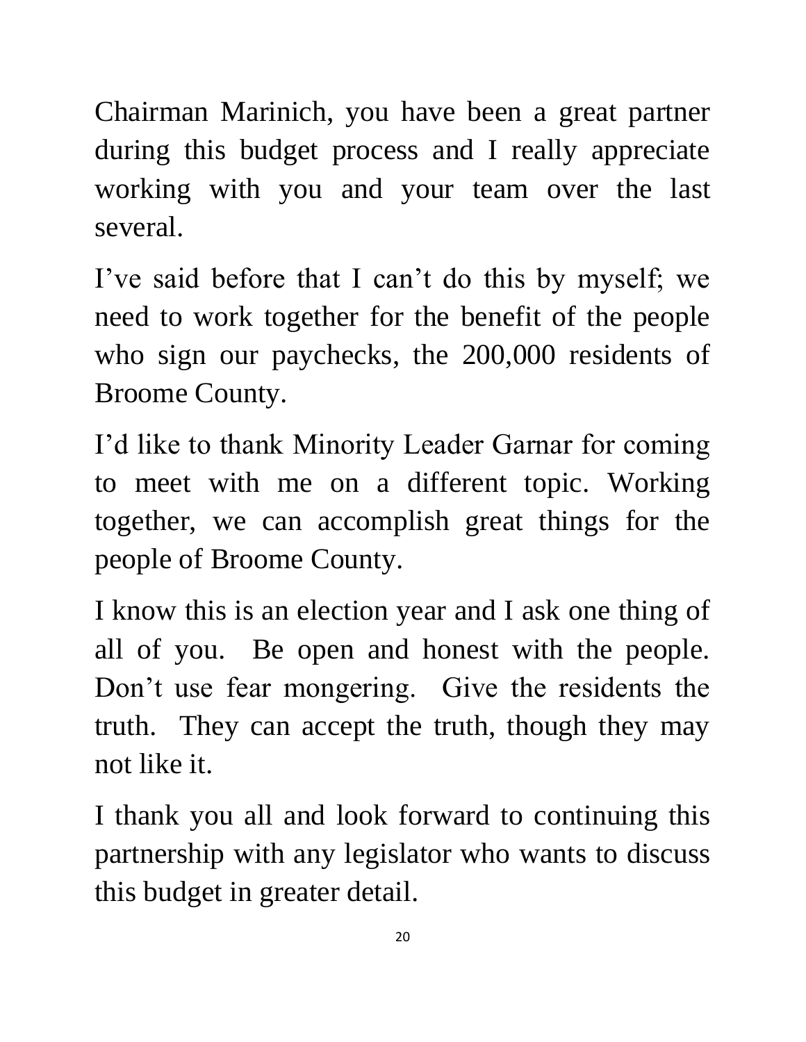Chairman Marinich, you have been a great partner during this budget process and I really appreciate working with you and your team over the last several.

I've said before that I can't do this by myself; we need to work together for the benefit of the people who sign our paychecks, the 200,000 residents of Broome County.

I'd like to thank Minority Leader Garnar for coming to meet with me on a different topic. Working together, we can accomplish great things for the people of Broome County.

I know this is an election year and I ask one thing of all of you. Be open and honest with the people. Don't use fear mongering. Give the residents the truth. They can accept the truth, though they may not like it.

I thank you all and look forward to continuing this partnership with any legislator who wants to discuss this budget in greater detail.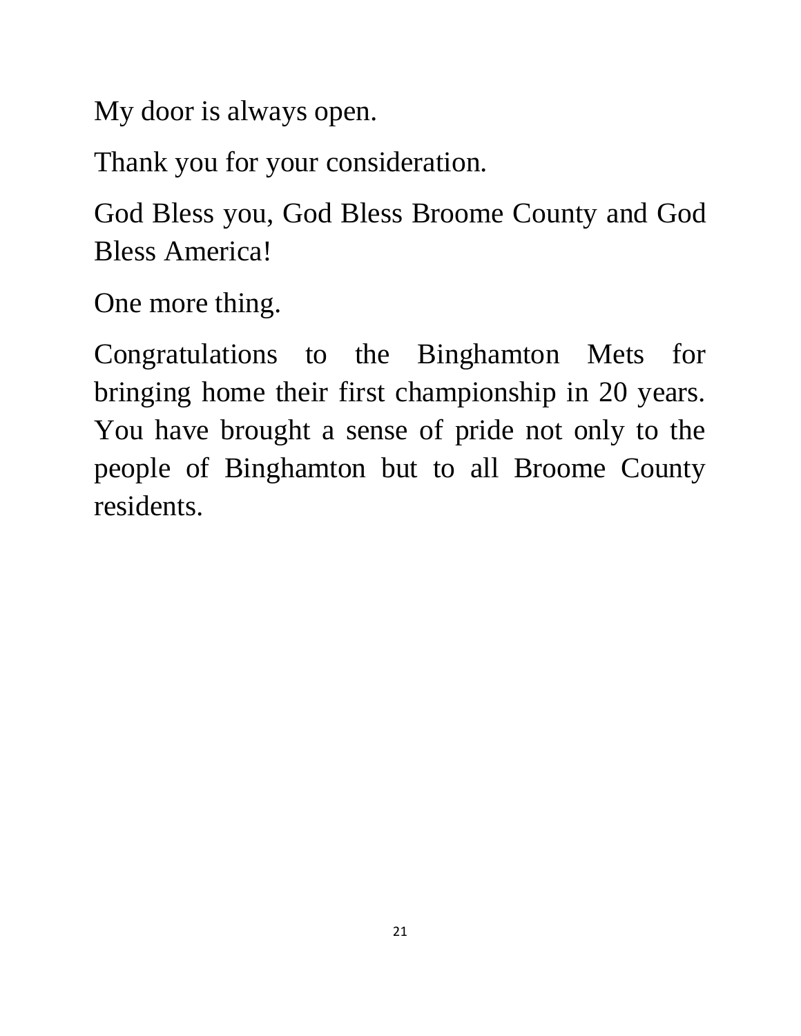My door is always open.

Thank you for your consideration.

God Bless you, God Bless Broome County and God Bless America!

One more thing.

Congratulations to the Binghamton Mets for bringing home their first championship in 20 years. You have brought a sense of pride not only to the people of Binghamton but to all Broome County residents.